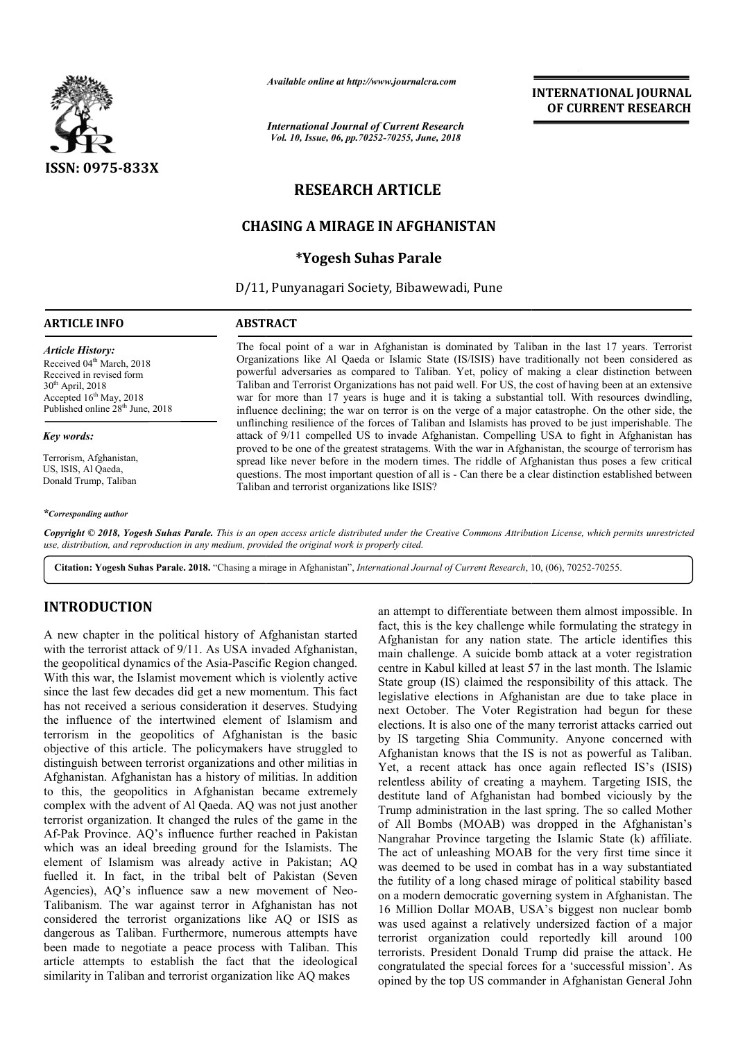*Available online at http://www.journalcra.com*

*International Journal of Current Research*
*Vol. 10, Issue, 06, pp.70252-70255, June, 2018*

**ISSN: 0975-833X**

**INTERNATIONAL JOURNAL OF CURRENT RESEARCH**

# RESEARCH ARTICLE

## CHASING A MIRAGE IN AFGHANISTAN

**\*Yogesh Suhas Parale**

D/11, Punyanagari Society, Bibawewadi, Pune

### ARTICLE INFO

***Article History:***

Received 04[th] March, 2018
Received in revised form 30[th] April, 2018
Accepted 16[th] May, 2018
Published online 28[th] June, 2018

***Key words:***

Terrorism, Afghanistan, US, ISIS, Al Qaeda, Donald Trump, Taliban

*\*Corresponding author*

### ABSTRACT

The focal point of a war in Afghanistan is dominated by Taliban in the last 17 years. Terrorist Organizations like Al Qaeda or Islamic State (IS/ISIS) have traditionally not been considered as powerful adversaries as compared to Taliban. Yet, policy of making a clear distinction between Taliban and Terrorist Organizations has not paid well. For US, the cost of having been at an extensive war for more than 17 years is huge and it is taking a substantial toll. With resources dwindling, influence declining; the war on terror is on the verge of a major catastrophe. On the other side, the unflinching resilience of the forces of Taliban and Islamists has proved to be just imperishable. The attack of 9/11 compelled US to invade Afghanistan. Compelling USA to fight in Afghanistan has proved to be one of the greatest stratagems. With the war in Afghanistan, the scourge of terrorism has spread like never before in the modern times. The riddle of Afghanistan thus poses a few critical questions. The most important question of all is - Can there be a clear distinction established between Taliban and terrorist organizations like ISIS?

*Copyright © 2018, Yogesh Suhas Parale. This is an open access article distributed under the Creative Commons Attribution License, which permits unrestricted use, distribution, and reproduction in any medium, provided the original work is properly cited.*

**Citation: Yogesh Suhas Parale. 2018.** "Chasing a mirage in Afghanistan", *International Journal of Current Research*, 10, (06), 70252-70255.

## INTRODUCTION

A new chapter in the political history of Afghanistan started with the terrorist attack of 9/11. As USA invaded Afghanistan, the geopolitical dynamics of the Asia-Pascific Region changed. With this war, the Islamist movement which is violently active since the last few decades did get a new momentum. This fact has not received a serious consideration it deserves. Studying the influence of the intertwined element of Islamism and terrorism in the geopolitics of Afghanistan is the basic objective of this article. The policymakers have struggled to distinguish between terrorist organizations and other militias in Afghanistan. Afghanistan has a history of militias. In addition to this, the geopolitics in Afghanistan became extremely complex with the advent of Al Qaeda. AQ was not just another terrorist organization. It changed the rules of the game in the Af-Pak Province. AQ's influence further reached in Pakistan which was an ideal breeding ground for the Islamists. The element of Islamism was already active in Pakistan; AQ fuelled it. In fact, in the tribal belt of Pakistan (Seven Agencies), AQ's influence saw a new movement of Neo-Talibanism. The war against terror in Afghanistan has not considered the terrorist organizations like AQ or ISIS as dangerous as Taliban. Furthermore, numerous attempts have been made to negotiate a peace process with Taliban. This article attempts to establish the fact that the ideological similarity in Taliban and terrorist organization like AQ makes an attempt to differentiate between them almost impossible. In fact, this is the key challenge while formulating the strategy in Afghanistan for any nation state. The article identifies this main challenge. A suicide bomb attack at a voter registration centre in Kabul killed at least 57 in the last month. The Islamic State group (IS) claimed the responsibility of this attack. The legislative elections in Afghanistan are due to take place in next October. The Voter Registration had begun for these elections. It is also one of the many terrorist attacks carried out by IS targeting Shia Community. Anyone concerned with Afghanistan knows that the IS is not as powerful as Taliban. Yet, a recent attack has once again reflected IS's (ISIS) relentless ability of creating a mayhem. Targeting ISIS, the destitute land of Afghanistan had bombed viciously by the Trump administration in the last spring. The so called Mother of All Bombs (MOAB) was dropped in the Afghanistan's Nangrahar Province targeting the Islamic State (k) affiliate. The act of unleashing MOAB for the very first time since it was deemed to be used in combat has in a way substantiated the futility of a long chased mirage of political stability based on a modern democratic governing system in Afghanistan. The 16 Million Dollar MOAB, USA's biggest non nuclear bomb was used against a relatively undersized faction of a major terrorist organization could reportedly kill around 100 terrorists. President Donald Trump did praise the attack. He congratulated the special forces for a 'successful mission'. As opined by the top US commander in Afghanistan General John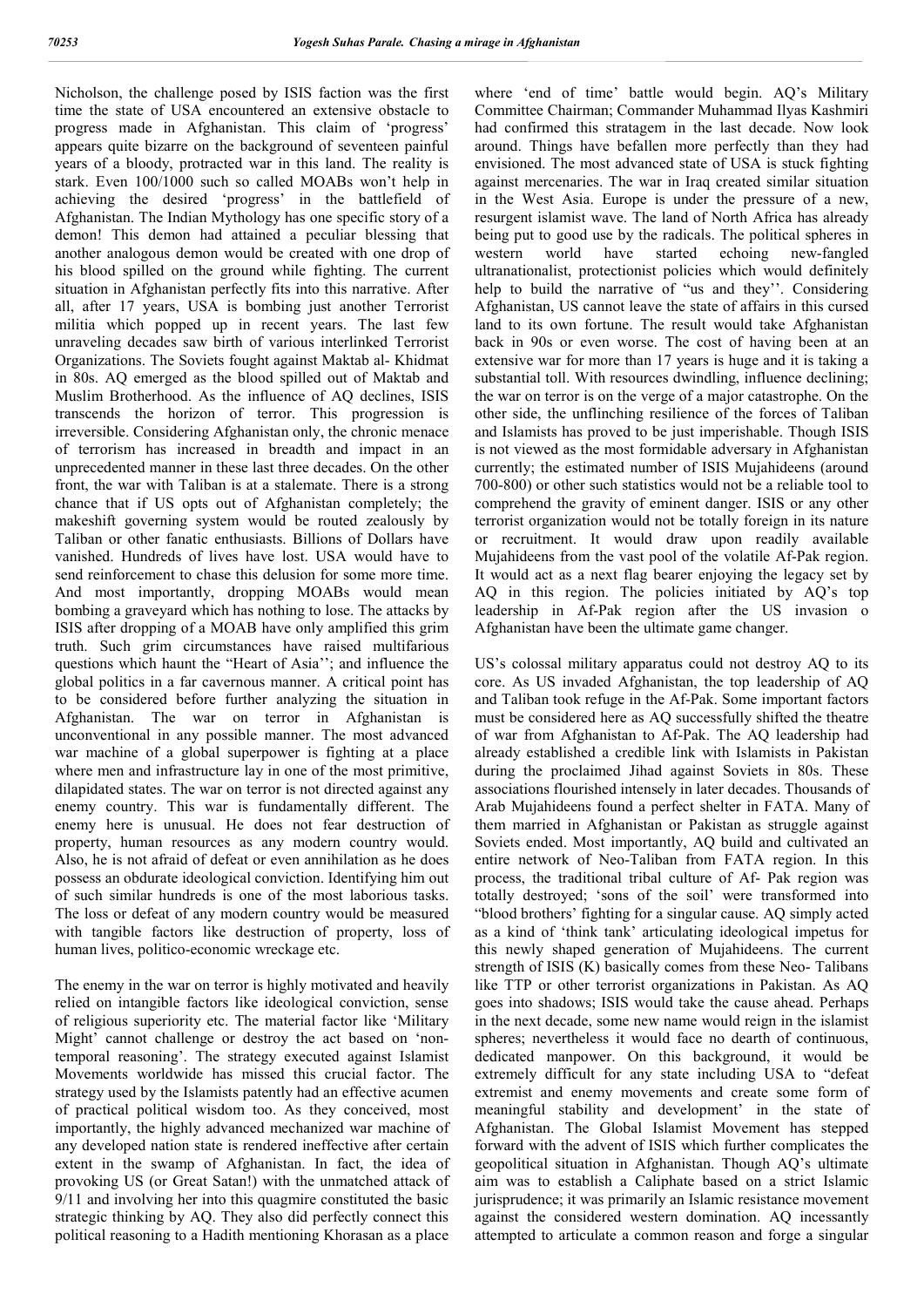Nicholson, the challenge posed by ISIS faction was the first time the state of USA encountered an extensive obstacle to progress made in Afghanistan. This claim of 'progress' appears quite bizarre on the background of seventeen painful years of a bloody, protracted war in this land. The reality is stark. Even 100/1000 such so called MOABs won't help in achieving the desired 'progress' in the battlefield of Afghanistan. The Indian Mythology has one specific story of a demon! This demon had attained a peculiar blessing that another analogous demon would be created with one drop of his blood spilled on the ground while fighting. The current situation in Afghanistan perfectly fits into this narrative. After all, after 17 years, USA is bombing just another Terrorist militia which popped up in recent years. The last few unraveling decades saw birth of various interlinked Terrorist Organizations. The Soviets fought against Maktab al- Khidmat in 80s. AQ emerged as the blood spilled out of Maktab and Muslim Brotherhood. As the influence of AQ declines, ISIS transcends the horizon of terror. This progression is irreversible. Considering Afghanistan only, the chronic menace of terrorism has increased in breadth and impact in an unprecedented manner in these last three decades. On the other front, the war with Taliban is at a stalemate. There is a strong chance that if US opts out of Afghanistan completely; the makeshift governing system would be routed zealously by Taliban or other fanatic enthusiasts. Billions of Dollars have vanished. Hundreds of lives have lost. USA would have to send reinforcement to chase this delusion for some more time. And most importantly, dropping MOABs would mean bombing a graveyard which has nothing to lose. The attacks by ISIS after dropping of a MOAB have only amplified this grim truth. Such grim circumstances have raised multifarious questions which haunt the "Heart of Asia''; and influence the global politics in a far cavernous manner. A critical point has to be considered before further analyzing the situation in Afghanistan. The war on terror in Afghanistan is unconventional in any possible manner. The most advanced war machine of a global superpower is fighting at a place where men and infrastructure lay in one of the most primitive, dilapidated states. The war on terror is not directed against any enemy country. This war is fundamentally different. The enemy here is unusual. He does not fear destruction of property, human resources as any modern country would. Also, he is not afraid of defeat or even annihilation as he does possess an obdurate ideological conviction. Identifying him out of such similar hundreds is one of the most laborious tasks. The loss or defeat of any modern country would be measured with tangible factors like destruction of property, loss of human lives, politico-economic wreckage etc.

The enemy in the war on terror is highly motivated and heavily relied on intangible factors like ideological conviction, sense of religious superiority etc. The material factor like 'Military Might' cannot challenge or destroy the act based on 'non-temporal reasoning'. The strategy executed against Islamist Movements worldwide has missed this crucial factor. The strategy used by the Islamists patently had an effective acumen of practical political wisdom too. As they conceived, most importantly, the highly advanced mechanized war machine of any developed nation state is rendered ineffective after certain extent in the swamp of Afghanistan. In fact, the idea of provoking US (or Great Satan!) with the unmatched attack of 9/11 and involving her into this quagmire constituted the basic strategic thinking by AQ. They also did perfectly connect this political reasoning to a Hadith mentioning Khorasan as a place where 'end of time' battle would begin. AQ's Military Committee Chairman; Commander Muhammad Ilyas Kashmiri had confirmed this stratagem in the last decade. Now look around. Things have befallen more perfectly than they had envisioned. The most advanced state of USA is stuck fighting against mercenaries. The war in Iraq created similar situation in the West Asia. Europe is under the pressure of a new, resurgent islamist wave. The land of North Africa has already being put to good use by the radicals. The political spheres in western world have started echoing new-fangled ultranationalist, protectionist policies which would definitely help to build the narrative of "us and they''. Considering Afghanistan, US cannot leave the state of affairs in this cursed land to its own fortune. The result would take Afghanistan back in 90s or even worse. The cost of having been at an extensive war for more than 17 years is huge and it is taking a substantial toll. With resources dwindling, influence declining; the war on terror is on the verge of a major catastrophe. On the other side, the unflinching resilience of the forces of Taliban and Islamists has proved to be just imperishable. Though ISIS is not viewed as the most formidable adversary in Afghanistan currently; the estimated number of ISIS Mujahideens (around 700-800) or other such statistics would not be a reliable tool to comprehend the gravity of eminent danger. ISIS or any other terrorist organization would not be totally foreign in its nature or recruitment. It would draw upon readily available Mujahideens from the vast pool of the volatile Af-Pak region. It would act as a next flag bearer enjoying the legacy set by AQ in this region. The policies initiated by AQ's top leadership in Af-Pak region after the US invasion o Afghanistan have been the ultimate game changer.

US's colossal military apparatus could not destroy AQ to its core. As US invaded Afghanistan, the top leadership of AQ and Taliban took refuge in the Af-Pak. Some important factors must be considered here as AQ successfully shifted the theatre of war from Afghanistan to Af-Pak. The AQ leadership had already established a credible link with Islamists in Pakistan during the proclaimed Jihad against Soviets in 80s. These associations flourished intensely in later decades. Thousands of Arab Mujahideens found a perfect shelter in FATA. Many of them married in Afghanistan or Pakistan as struggle against Soviets ended. Most importantly, AQ build and cultivated an entire network of Neo-Taliban from FATA region. In this process, the traditional tribal culture of Af- Pak region was totally destroyed; 'sons of the soil' were transformed into "blood brothers' fighting for a singular cause. AQ simply acted as a kind of 'think tank' articulating ideological impetus for this newly shaped generation of Mujahideens. The current strength of ISIS (K) basically comes from these Neo- Talibans like TTP or other terrorist organizations in Pakistan. As AQ goes into shadows; ISIS would take the cause ahead. Perhaps in the next decade, some new name would reign in the islamist spheres; nevertheless it would face no dearth of continuous, dedicated manpower. On this background, it would be extremely difficult for any state including USA to "defeat extremist and enemy movements and create some form of meaningful stability and development' in the state of Afghanistan. The Global Islamist Movement has stepped forward with the advent of ISIS which further complicates the geopolitical situation in Afghanistan. Though AQ's ultimate aim was to establish a Caliphate based on a strict Islamic jurisprudence; it was primarily an Islamic resistance movement against the considered western domination. AQ incessantly attempted to articulate a common reason and forge a singular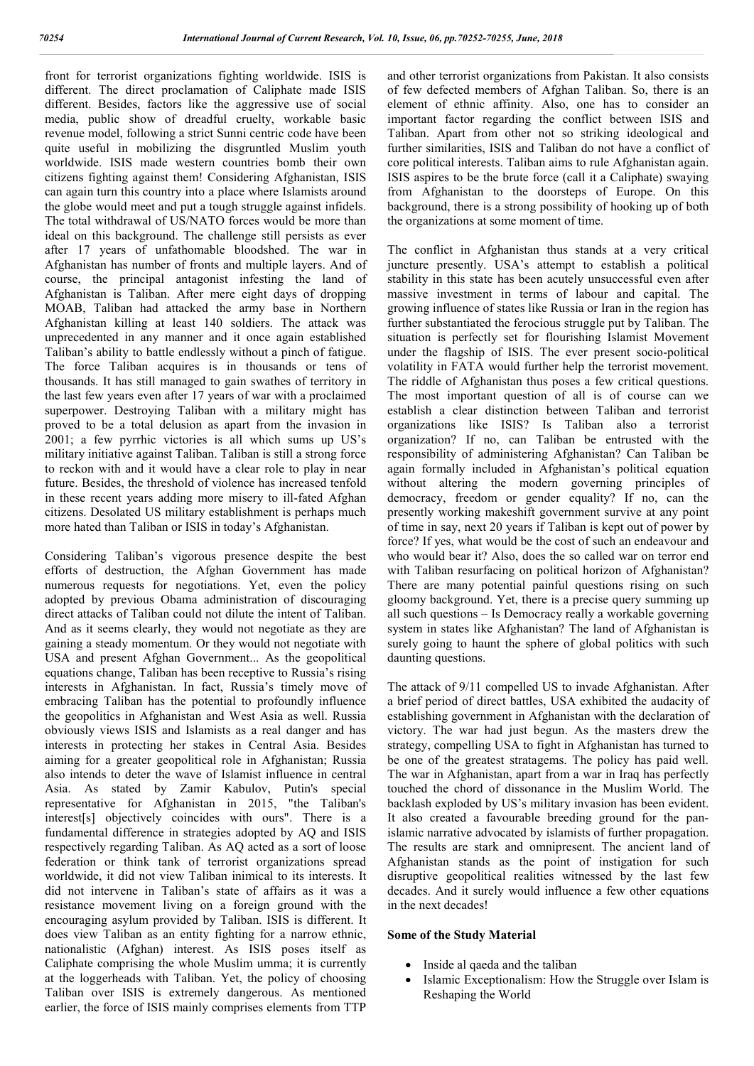front for terrorist organizations fighting worldwide. ISIS is different. The direct proclamation of Caliphate made ISIS different. Besides, factors like the aggressive use of social media, public show of dreadful cruelty, workable basic revenue model, following a strict Sunni centric code have been quite useful in mobilizing the disgruntled Muslim youth worldwide. ISIS made western countries bomb their own citizens fighting against them! Considering Afghanistan, ISIS can again turn this country into a place where Islamists around the globe would meet and put a tough struggle against infidels. The total withdrawal of US/NATO forces would be more than ideal on this background. The challenge still persists as ever after 17 years of unfathomable bloodshed. The war in Afghanistan has number of fronts and multiple layers. And of course, the principal antagonist infesting the land of Afghanistan is Taliban. After mere eight days of dropping MOAB, Taliban had attacked the army base in Northern Afghanistan killing at least 140 soldiers. The attack was unprecedented in any manner and it once again established Taliban's ability to battle endlessly without a pinch of fatigue. The force Taliban acquires is in thousands or tens of thousands. It has still managed to gain swathes of territory in the last few years even after 17 years of war with a proclaimed superpower. Destroying Taliban with a military might has proved to be a total delusion as apart from the invasion in 2001; a few pyrrhic victories is all which sums up US's military initiative against Taliban. Taliban is still a strong force to reckon with and it would have a clear role to play in near future. Besides, the threshold of violence has increased tenfold in these recent years adding more misery to ill-fated Afghan citizens. Desolated US military establishment is perhaps much more hated than Taliban or ISIS in today's Afghanistan.

Considering Taliban's vigorous presence despite the best efforts of destruction, the Afghan Government has made numerous requests for negotiations. Yet, even the policy adopted by previous Obama administration of discouraging direct attacks of Taliban could not dilute the intent of Taliban. And as it seems clearly, they would not negotiate as they are gaining a steady momentum. Or they would not negotiate with USA and present Afghan Government... As the geopolitical equations change, Taliban has been receptive to Russia's rising interests in Afghanistan. In fact, Russia's timely move of embracing Taliban has the potential to profoundly influence the geopolitics in Afghanistan and West Asia as well. Russia obviously views ISIS and Islamists as a real danger and has interests in protecting her stakes in Central Asia. Besides aiming for a greater geopolitical role in Afghanistan; Russia also intends to deter the wave of Islamist influence in central Asia. As stated by Zamir Kabulov, Putin's special representative for Afghanistan in 2015, "the Taliban's interest[s] objectively coincides with ours". There is a fundamental difference in strategies adopted by AQ and ISIS respectively regarding Taliban. As AQ acted as a sort of loose federation or think tank of terrorist organizations spread worldwide, it did not view Taliban inimical to its interests. It did not intervene in Taliban's state of affairs as it was a resistance movement living on a foreign ground with the encouraging asylum provided by Taliban. ISIS is different. It does view Taliban as an entity fighting for a narrow ethnic, nationalistic (Afghan) interest. As ISIS poses itself as Caliphate comprising the whole Muslim umma; it is currently at the loggerheads with Taliban. Yet, the policy of choosing Taliban over ISIS is extremely dangerous. As mentioned earlier, the force of ISIS mainly comprises elements from TTP and other terrorist organizations from Pakistan. It also consists of few defected members of Afghan Taliban. So, there is an element of ethnic affinity. Also, one has to consider an important factor regarding the conflict between ISIS and Taliban. Apart from other not so striking ideological and further similarities, ISIS and Taliban do not have a conflict of core political interests. Taliban aims to rule Afghanistan again. ISIS aspires to be the brute force (call it a Caliphate) swaying from Afghanistan to the doorsteps of Europe. On this background, there is a strong possibility of hooking up of both the organizations at some moment of time.

The conflict in Afghanistan thus stands at a very critical juncture presently. USA's attempt to establish a political stability in this state has been acutely unsuccessful even after massive investment in terms of labour and capital. The growing influence of states like Russia or Iran in the region has further substantiated the ferocious struggle put by Taliban. The situation is perfectly set for flourishing Islamist Movement under the flagship of ISIS. The ever present socio-political volatility in FATA would further help the terrorist movement. The riddle of Afghanistan thus poses a few critical questions. The most important question of all is of course can we establish a clear distinction between Taliban and terrorist organizations like ISIS? Is Taliban also a terrorist organization? If no, can Taliban be entrusted with the responsibility of administering Afghanistan? Can Taliban be again formally included in Afghanistan's political equation without altering the modern governing principles of democracy, freedom or gender equality? If no, can the presently working makeshift government survive at any point of time in say, next 20 years if Taliban is kept out of power by force? If yes, what would be the cost of such an endeavour and who would bear it? Also, does the so called war on terror end with Taliban resurfacing on political horizon of Afghanistan? There are many potential painful questions rising on such gloomy background. Yet, there is a precise query summing up all such questions – Is Democracy really a workable governing system in states like Afghanistan? The land of Afghanistan is surely going to haunt the sphere of global politics with such daunting questions.

The attack of 9/11 compelled US to invade Afghanistan. After a brief period of direct battles, USA exhibited the audacity of establishing government in Afghanistan with the declaration of victory. The war had just begun. As the masters drew the strategy, compelling USA to fight in Afghanistan has turned to be one of the greatest stratagems. The policy has paid well. The war in Afghanistan, apart from a war in Iraq has perfectly touched the chord of dissonance in the Muslim World. The backlash exploded by US's military invasion has been evident. It also created a favourable breeding ground for the pan-islamic narrative advocated by islamists of further propagation. The results are stark and omnipresent. The ancient land of Afghanistan stands as the point of instigation for such disruptive geopolitical realities witnessed by the last few decades. And it surely would influence a few other equations in the next decades!

### Some of the Study Material

- Inside al qaeda and the taliban
- Islamic Exceptionalism: How the Struggle over Islam is Reshaping the World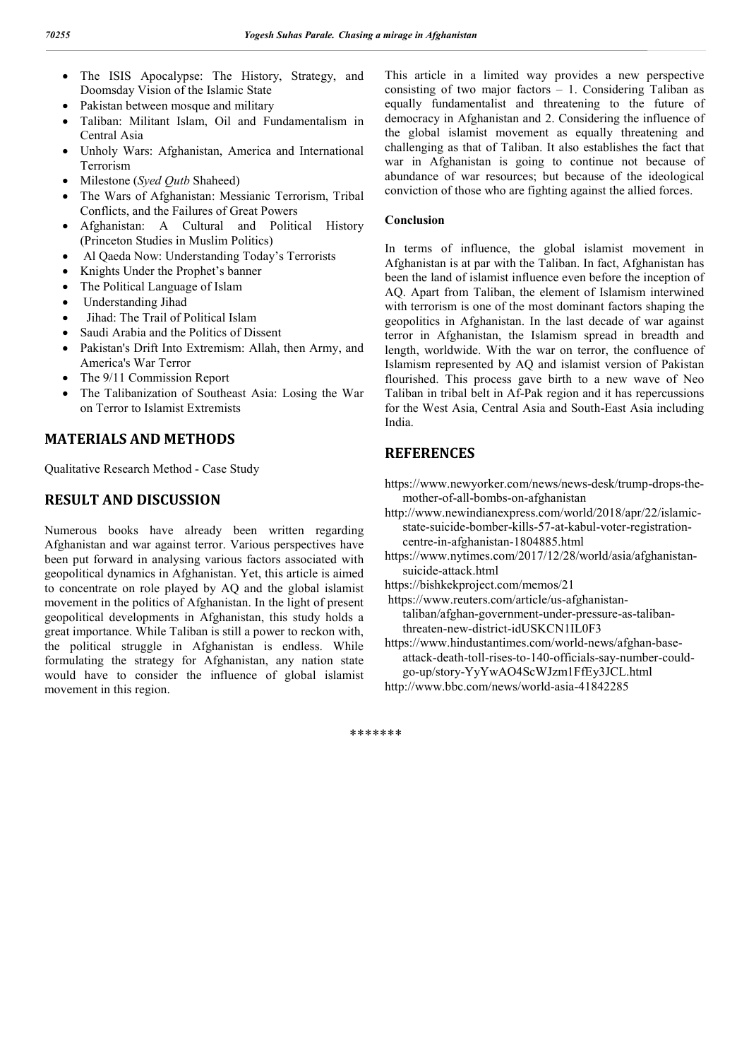- The ISIS Apocalypse: The History, Strategy, and Doomsday Vision of the Islamic State
- Pakistan between mosque and military
- Taliban: Militant Islam, Oil and Fundamentalism in Central Asia
- Unholy Wars: Afghanistan, America and International Terrorism
- Milestone (*Syed Qutb* Shaheed)
- The Wars of Afghanistan: Messianic Terrorism, Tribal Conflicts, and the Failures of Great Powers
- Afghanistan: A Cultural and Political History (Princeton Studies in Muslim Politics)
- Al Qaeda Now: Understanding Today's Terrorists
- Knights Under the Prophet's banner
- The Political Language of Islam
- Understanding Jihad
- Jihad: The Trail of Political Islam
- Saudi Arabia and the Politics of Dissent
- Pakistan's Drift Into Extremism: Allah, then Army, and America's War Terror
- The 9/11 Commission Report
- The Talibanization of Southeast Asia: Losing the War on Terror to Islamist Extremists

## MATERIALS AND METHODS

Qualitative Research Method - Case Study

## RESULT AND DISCUSSION

Numerous books have already been written regarding Afghanistan and war against terror. Various perspectives have been put forward in analysing various factors associated with geopolitical dynamics in Afghanistan. Yet, this article is aimed to concentrate on role played by AQ and the global islamist movement in the politics of Afghanistan. In the light of present geopolitical developments in Afghanistan, this study holds a great importance. While Taliban is still a power to reckon with, the political struggle in Afghanistan is endless. While formulating the strategy for Afghanistan, any nation state would have to consider the influence of global islamist movement in this region.

This article in a limited way provides a new perspective consisting of two major factors – 1. Considering Taliban as equally fundamentalist and threatening to the future of democracy in Afghanistan and 2. Considering the influence of the global islamist movement as equally threatening and challenging as that of Taliban. It also establishes the fact that war in Afghanistan is going to continue not because of abundance of war resources; but because of the ideological conviction of those who are fighting against the allied forces.

### Conclusion

In terms of influence, the global islamist movement in Afghanistan is at par with the Taliban. In fact, Afghanistan has been the land of islamist influence even before the inception of AQ. Apart from Taliban, the element of Islamism interwined with terrorism is one of the most dominant factors shaping the geopolitics in Afghanistan. In the last decade of war against terror in Afghanistan, the Islamism spread in breadth and length, worldwide. With the war on terror, the confluence of Islamism represented by AQ and islamist version of Pakistan flourished. This process gave birth to a new wave of Neo Taliban in tribal belt in Af-Pak region and it has repercussions for the West Asia, Central Asia and South-East Asia including India.

## REFERENCES

https://www.newyorker.com/news/news-desk/trump-drops-the-mother-of-all-bombs-on-afghanistan

http://www.newindianexpress.com/world/2018/apr/22/islamic-state-suicide-bomber-kills-57-at-kabul-voter-registration-centre-in-afghanistan-1804885.html

https://www.nytimes.com/2017/12/28/world/asia/afghanistan-suicide-attack.html

https://bishkekproject.com/memos/21

https://www.reuters.com/article/us-afghanistan-taliban/afghan-government-under-pressure-as-taliban-threaten-new-district-idUSKCN1IL0F3

https://www.hindustantimes.com/world-news/afghan-base-attack-death-toll-rises-to-140-officials-say-number-could-go-up/story-YyYwAO4ScWJzm1FfEy3JCL.html

http://www.bbc.com/news/world-asia-41842285

*******